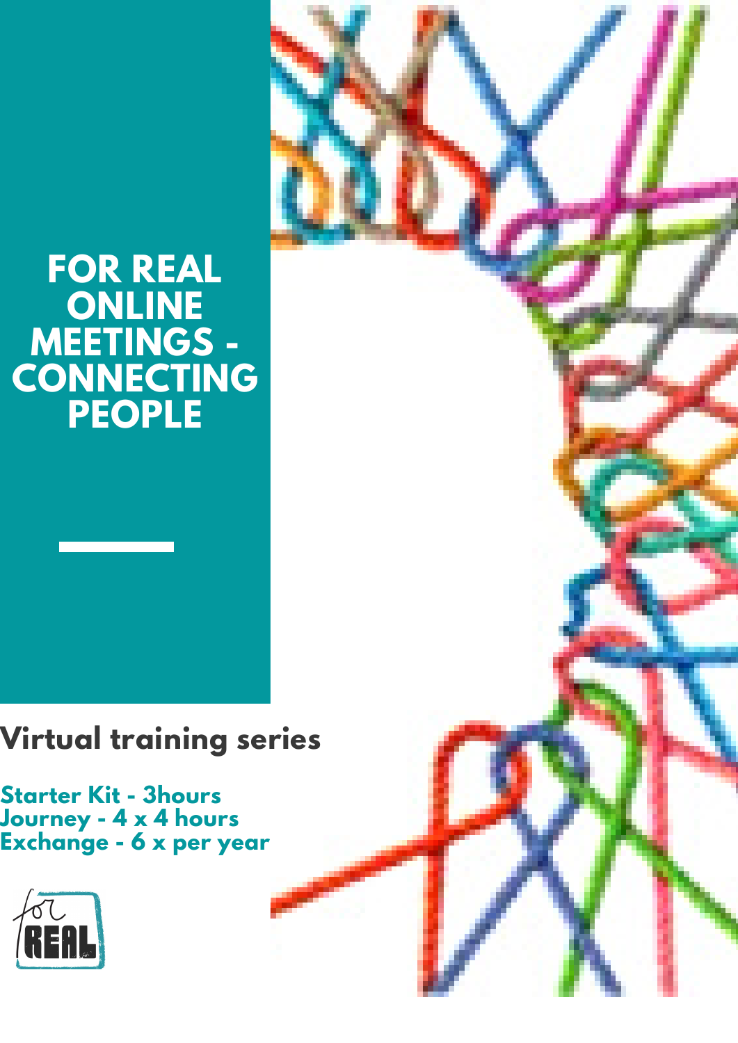# FOR REAL ONLINE MEETINGS - CONNECTING PEOPLE

## Virtual training series

**Starter Kit - 3hours**
**Journey - 4 x 4 hours**
**Exchange - 6 x per year**

for REAL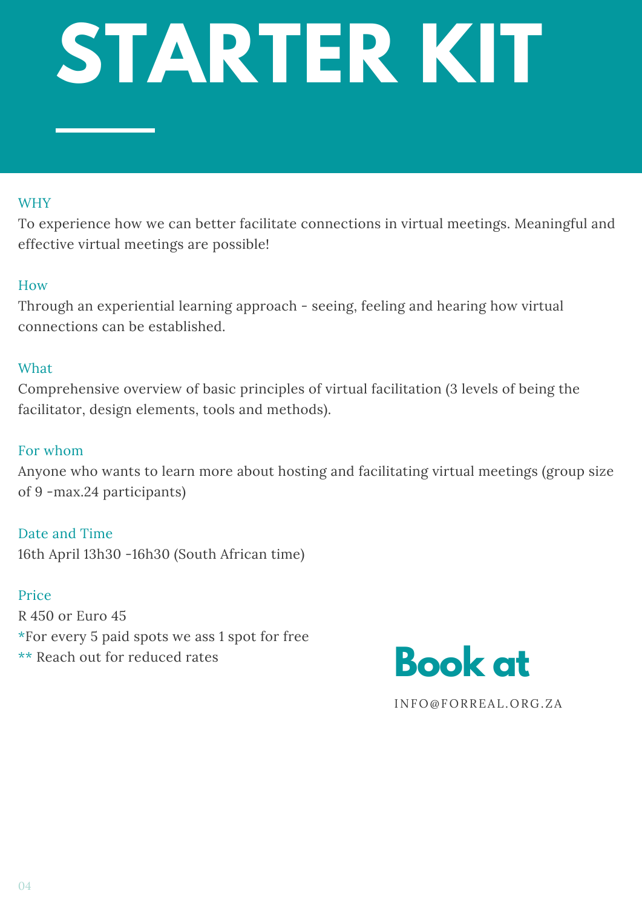# STARTER KIT

### WHY

To experience how we can better facilitate connections in virtual meetings. Meaningful and effective virtual meetings are possible!

### How

Through an experiential learning approach - seeing, feeling and hearing how virtual connections can be established.

### What

Comprehensive overview of basic principles of virtual facilitation (3 levels of being the facilitator, design elements, tools and methods).

### For whom

Anyone who wants to learn more about hosting and facilitating virtual meetings (group size of 9 -max.24 participants)

### Date and Time

16th April 13h30 -16h30 (South African time)

### Price

R 450 or Euro 45
*For every 5 paid spots we ass 1 spot for free
** Reach out for reduced rates

## Book at

INFO@FORREAL.ORG.ZA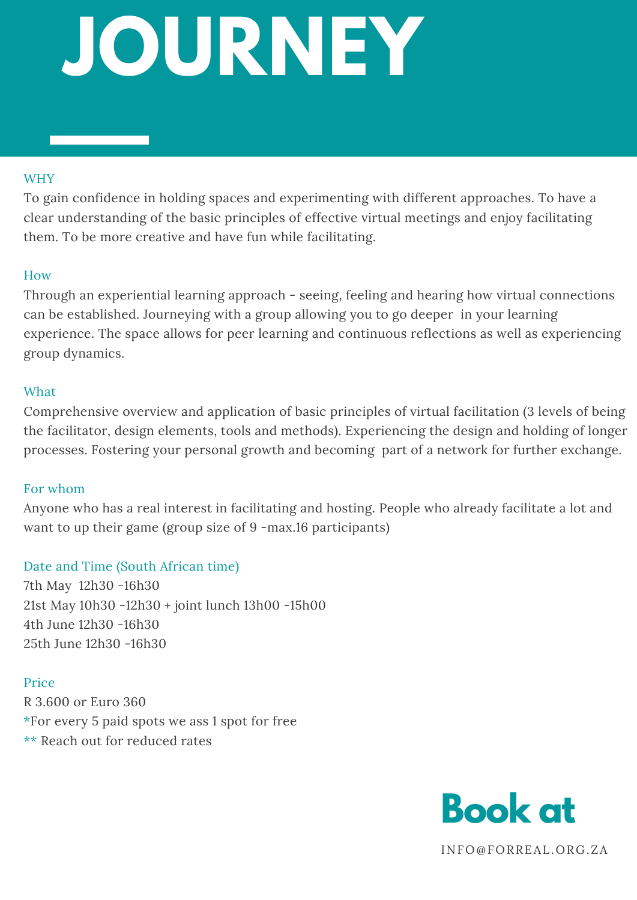# JOURNEY

## WHY

To gain confidence in holding spaces and experimenting with different approaches. To have a clear understanding of the basic principles of effective virtual meetings and enjoy facilitating them. To be more creative and have fun while facilitating.

## How

Through an experiential learning approach - seeing, feeling and hearing how virtual connections can be established. Journeying with a group allowing you to go deeper in your learning experience. The space allows for peer learning and continuous reflections as well as experiencing group dynamics.

## What

Comprehensive overview and application of basic principles of virtual facilitation (3 levels of being the facilitator, design elements, tools and methods). Experiencing the design and holding of longer processes. Fostering your personal growth and becoming part of a network for further exchange.

## For whom

Anyone who has a real interest in facilitating and hosting. People who already facilitate a lot and want to up their game (group size of 9 -max.16 participants)

## Date and Time (South African time)

7th May 12h30 -16h30
21st May 10h30 -12h30 + joint lunch 13h00 -15h00
4th June 12h30 -16h30
25th June 12h30 -16h30

## Price

R 3.600 or Euro 360
*For every 5 paid spots we ass 1 spot for free
** Reach out for reduced rates

## Book at

INFO@FORREAL.ORG.ZA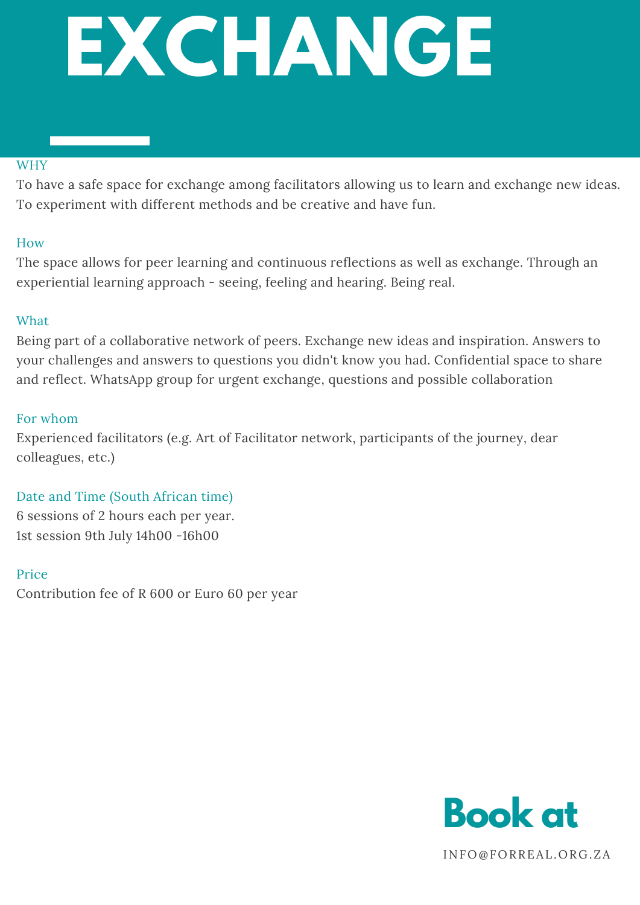# EXCHANGE

## WHY

To have a safe space for exchange among facilitators allowing us to learn and exchange new ideas. To experiment with different methods and be creative and have fun.

## How

The space allows for peer learning and continuous reflections as well as exchange. Through an experiential learning approach - seeing, feeling and hearing. Being real.

## What

Being part of a collaborative network of peers. Exchange new ideas and inspiration. Answers to your challenges and answers to questions you didn't know you had. Confidential space to share and reflect. WhatsApp group for urgent exchange, questions and possible collaboration

## For whom

Experienced facilitators (e.g. Art of Facilitator network, participants of the journey, dear colleagues, etc.)

## Date and Time (South African time)

6 sessions of 2 hours each per year.
1st session 9th July 14h00 -16h00

## Price

Contribution fee of R 600 or Euro 60 per year

**Book at**

INFO@FORREAL.ORG.ZA